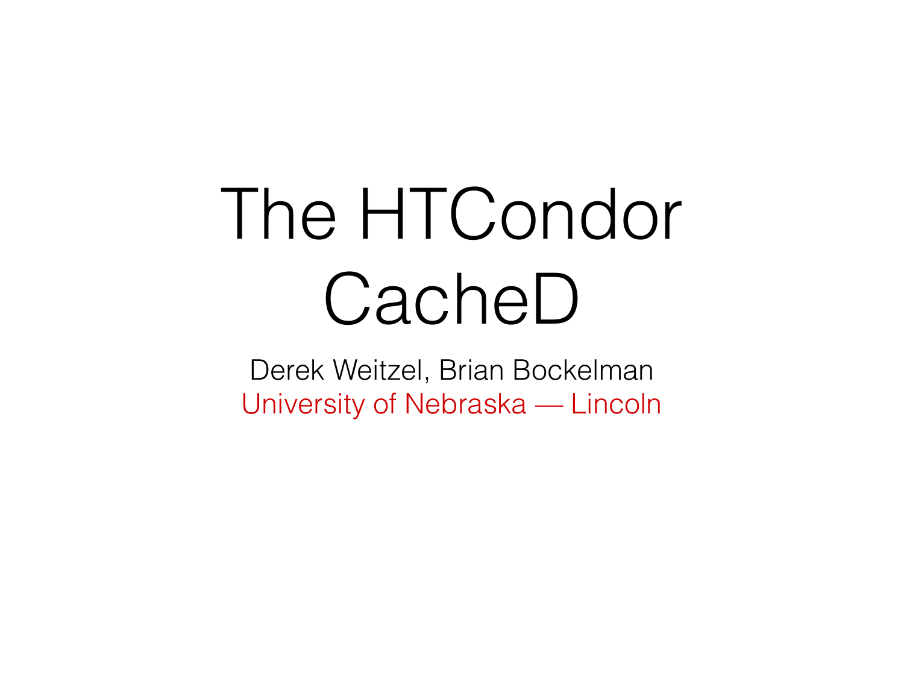# The HTCondor CacheD

Derek Weitzel, Brian Bockelman

University of Nebraska — Lincoln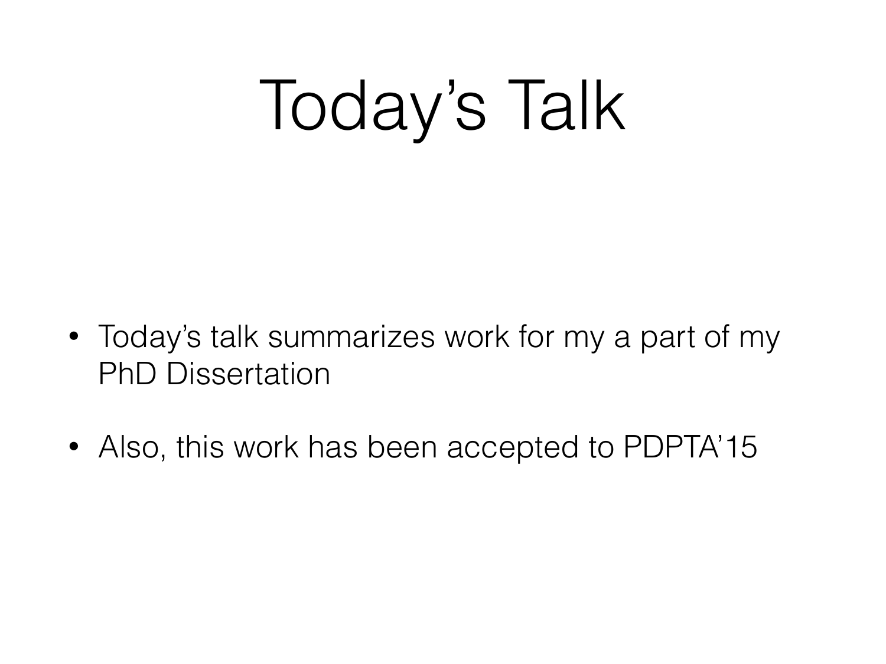# Today's Talk

- Today's talk summarizes work for my a part of my PhD Dissertation
- Also, this work has been accepted to PDPTA'15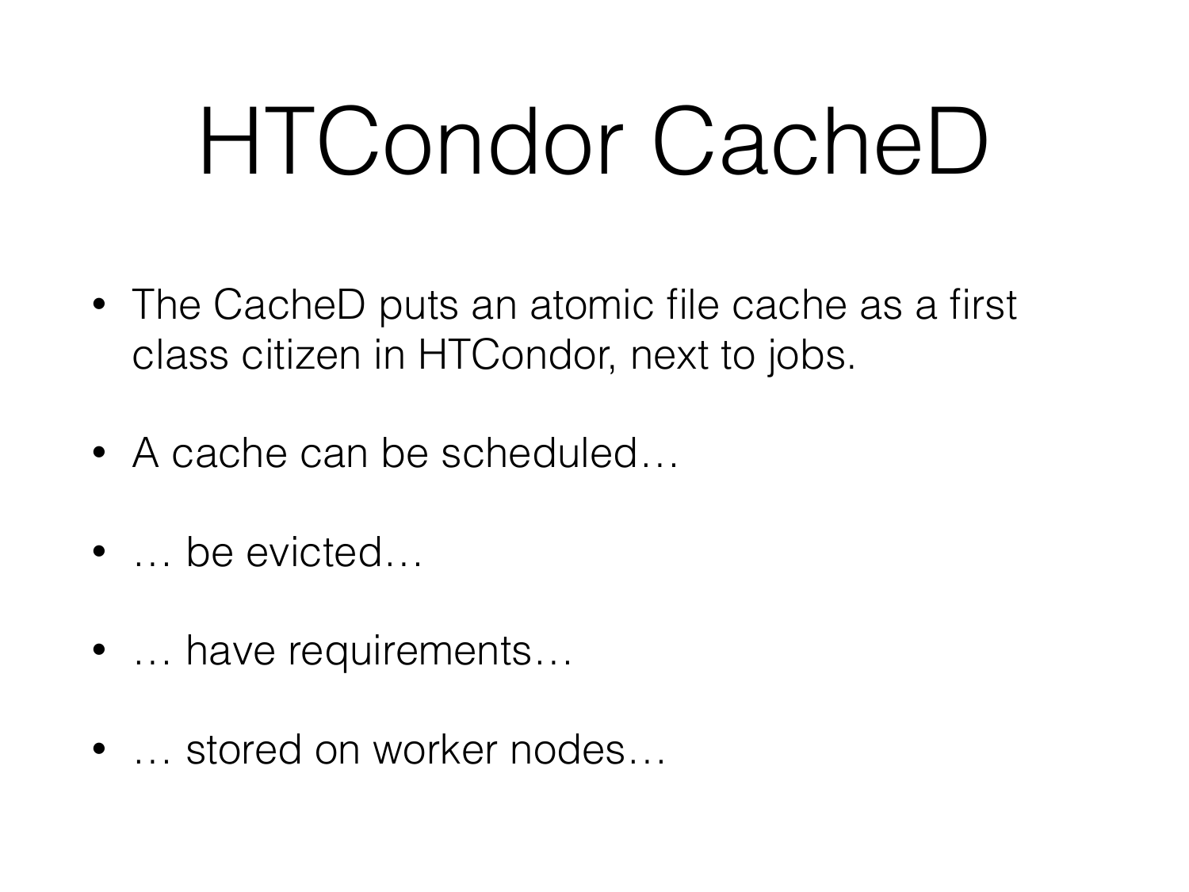# HTCondor CacheD

- The CacheD puts an atomic file cache as a first class citizen in HTCondor, next to jobs.
- A cache can be scheduled…
- … be evicted…
- … have requirements…
- … stored on worker nodes…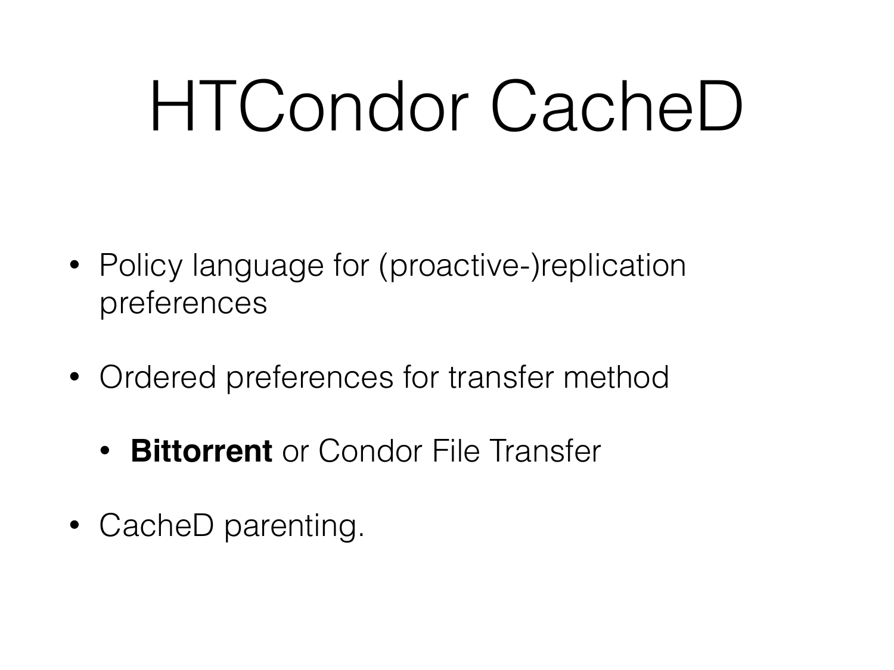# HTCondor CacheD

- Policy language for (proactive-)replication preferences
- Ordered preferences for transfer method
  - **Bittorrent** or Condor File Transfer
- CacheD parenting.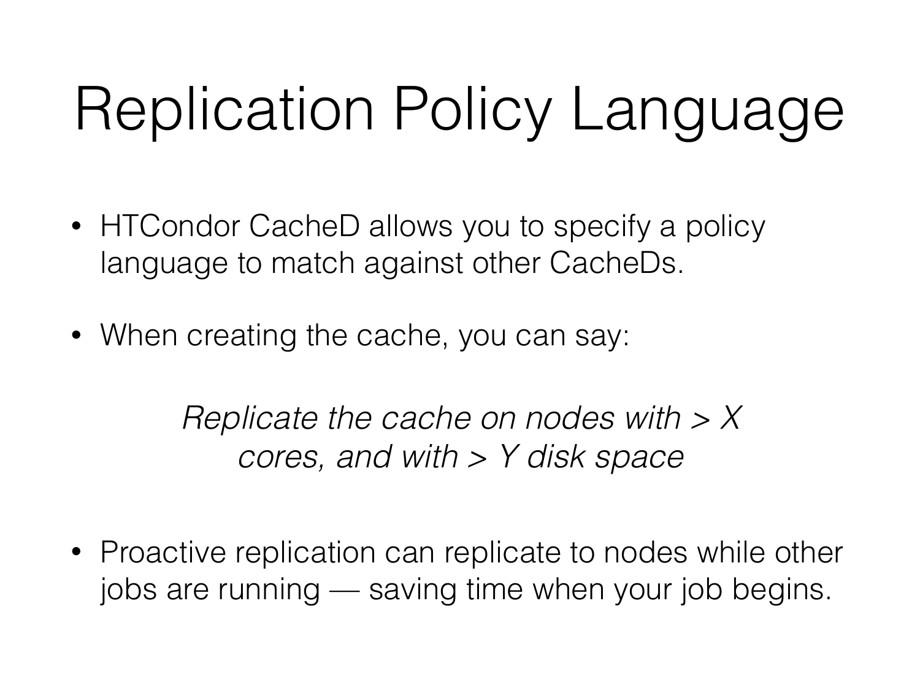# Replication Policy Language

- HTCondor CacheD allows you to specify a policy language to match against other CacheDs.
- When creating the cache, you can say:

*Replicate the cache on nodes with > X cores, and with > Y disk space*

- Proactive replication can replicate to nodes while other jobs are running — saving time when your job begins.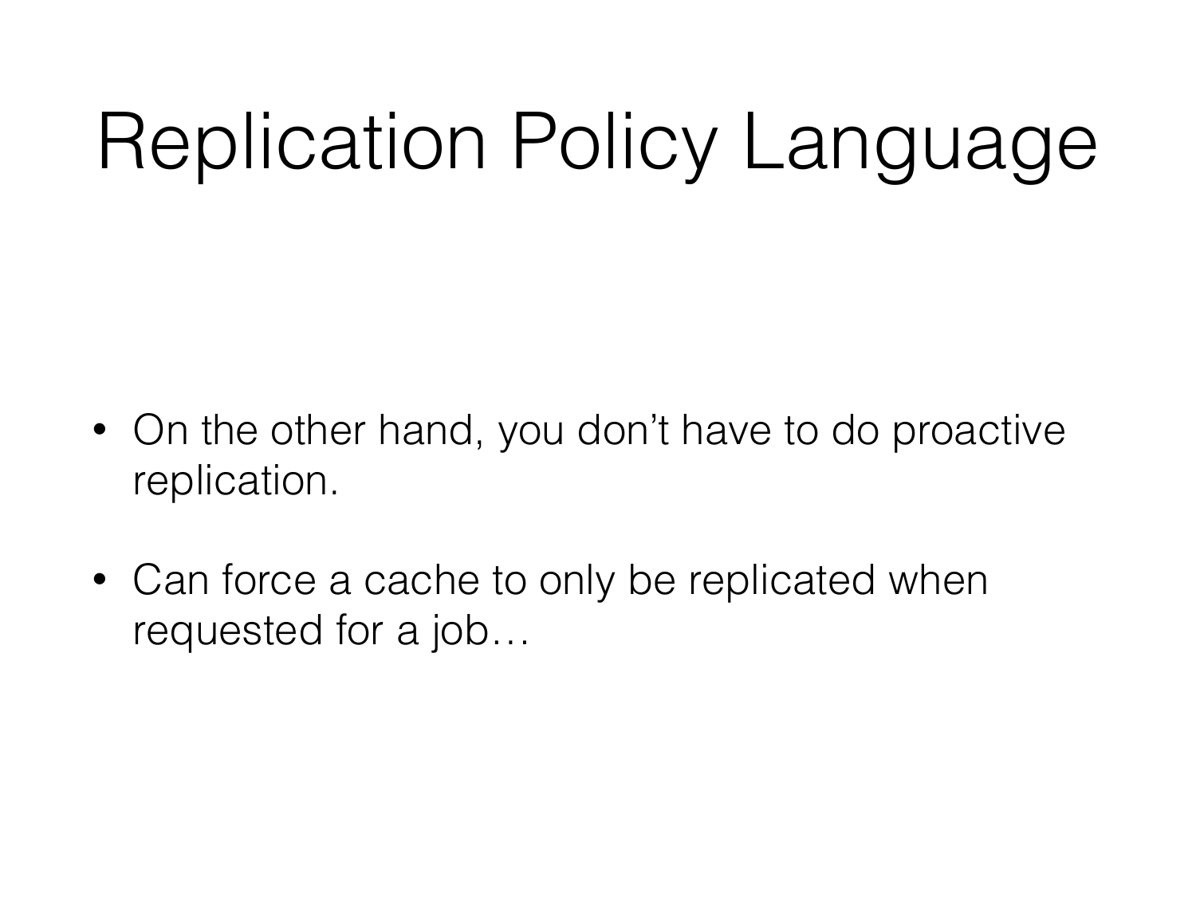# Replication Policy Language

- On the other hand, you don't have to do proactive replication.
- Can force a cache to only be replicated when requested for a job…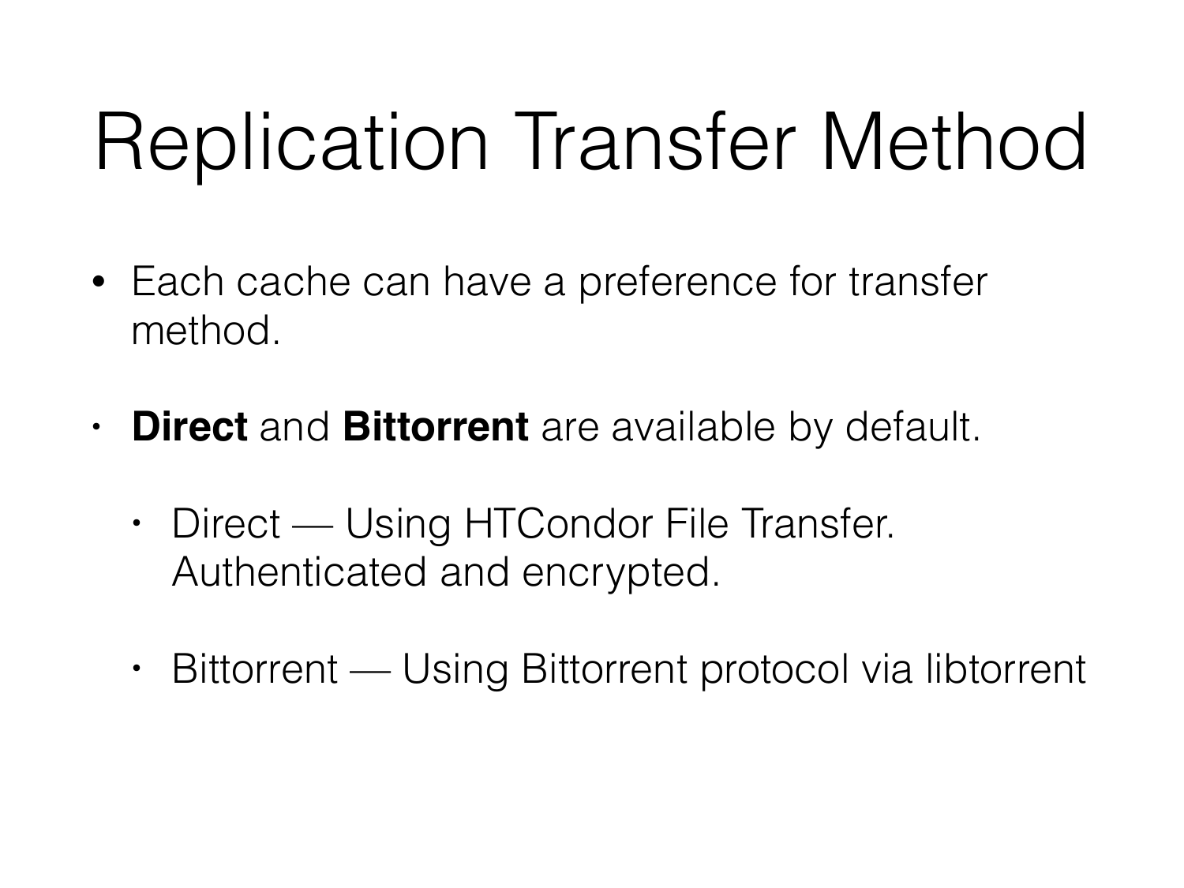# Replication Transfer Method

- Each cache can have a preference for transfer method.
- **Direct** and **Bittorrent** are available by default.
  - Direct — Using HTCondor File Transfer. Authenticated and encrypted.
  - Bittorrent — Using Bittorrent protocol via libtorrent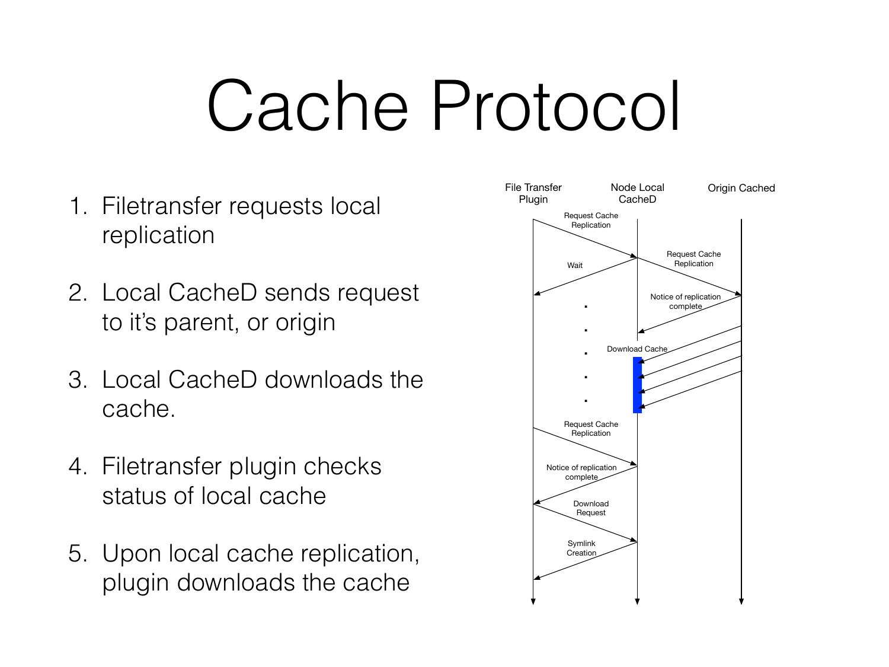# Cache Protocol

1. Filetransfer requests local replication
2. Local CacheD sends request to it's parent, or origin
3. Local CacheD downloads the cache.
4. Filetransfer plugin checks status of local cache
5. Upon local cache replication, plugin downloads the cache

File Transfer Plugin | Node Local CacheD | Origin Cached

Request Cache Replication

Request Cache Replication

Wait

Notice of replication complete

Download Cache

Request Cache Replication

Notice of replication complete

Download Request

Symlink Creation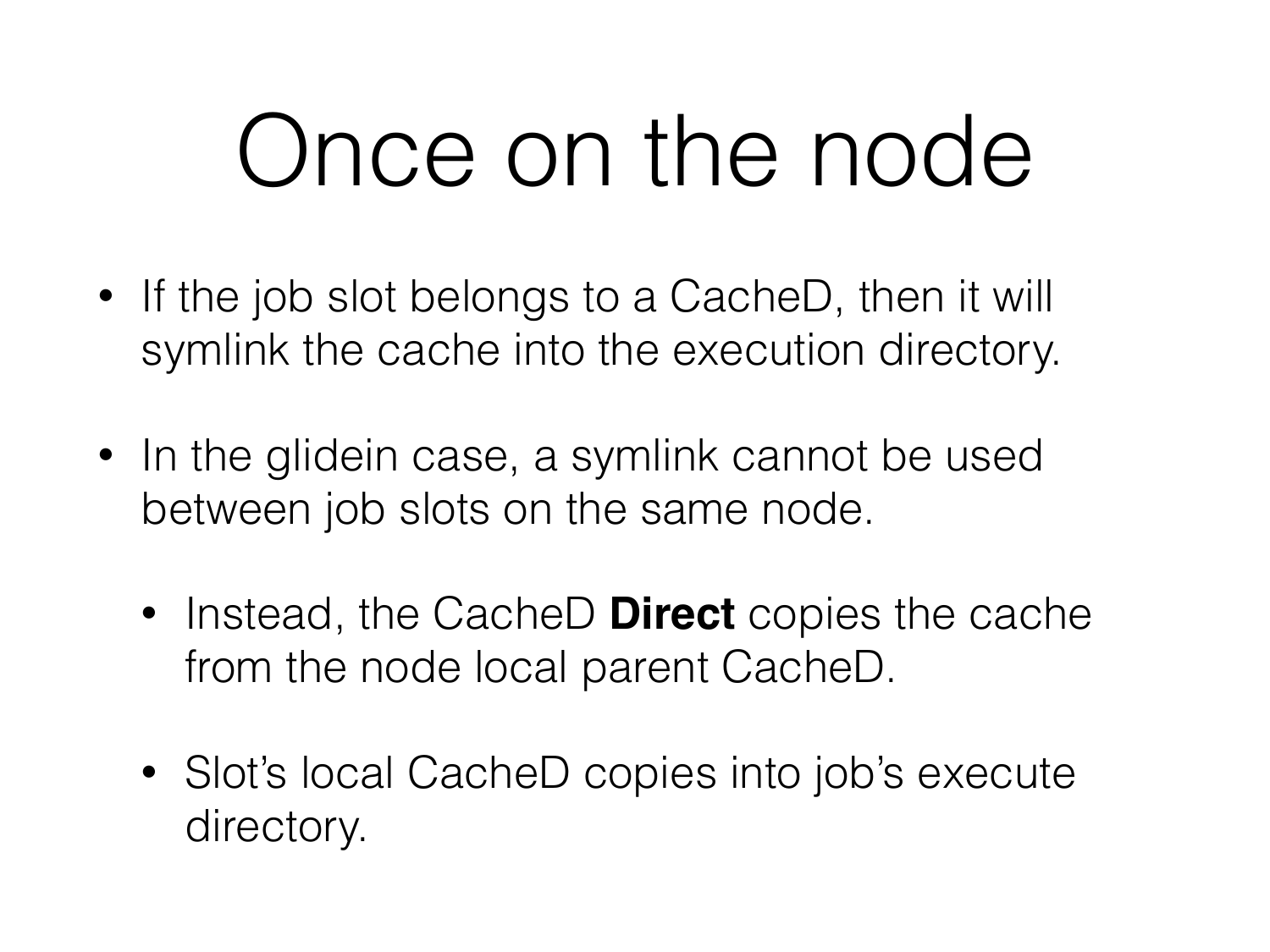# Once on the node

- If the job slot belongs to a CacheD, then it will symlink the cache into the execution directory.
- In the glidein case, a symlink cannot be used between job slots on the same node.
  - Instead, the CacheD **Direct** copies the cache from the node local parent CacheD.
  - Slot's local CacheD copies into job's execute directory.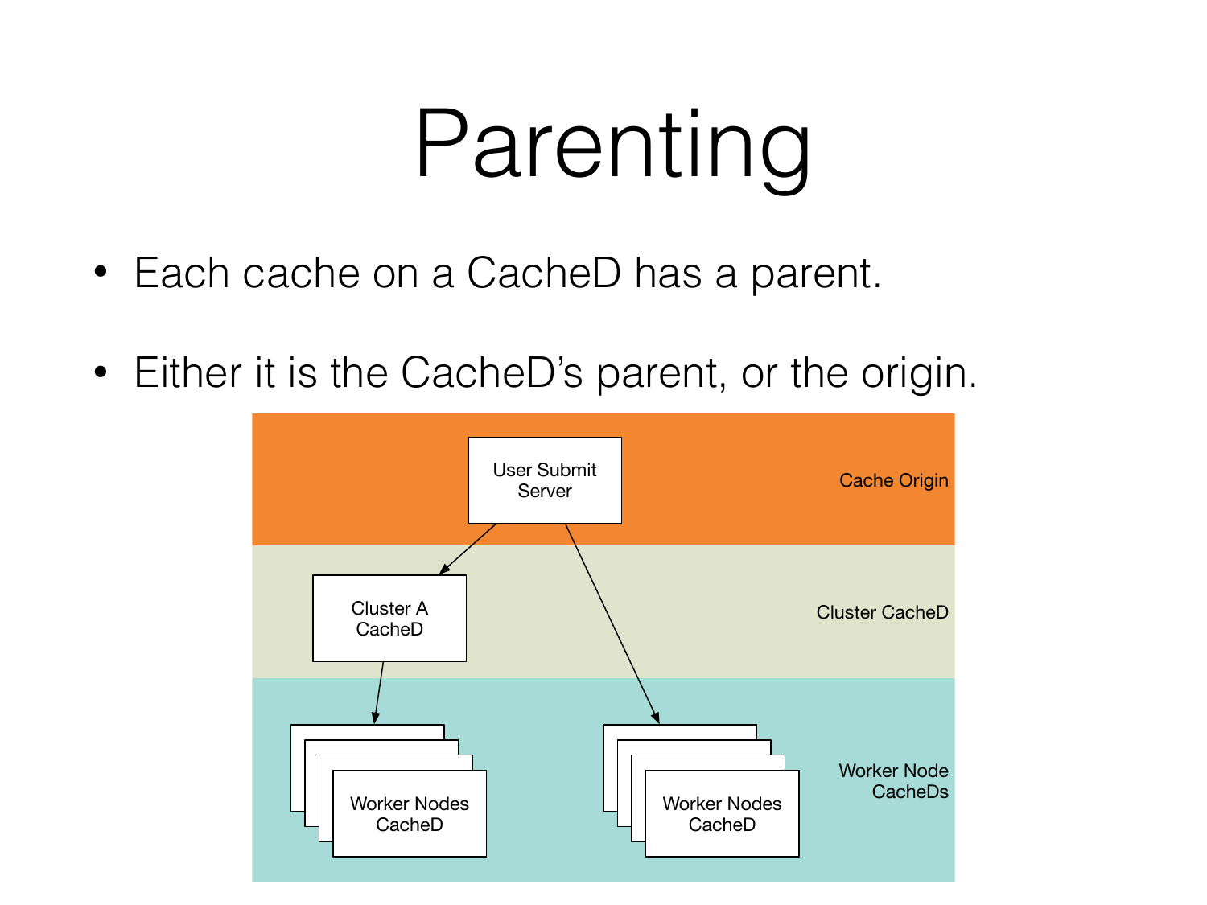# Parenting

- Each cache on a CacheD has a parent.
- Either it is the CacheD's parent, or the origin.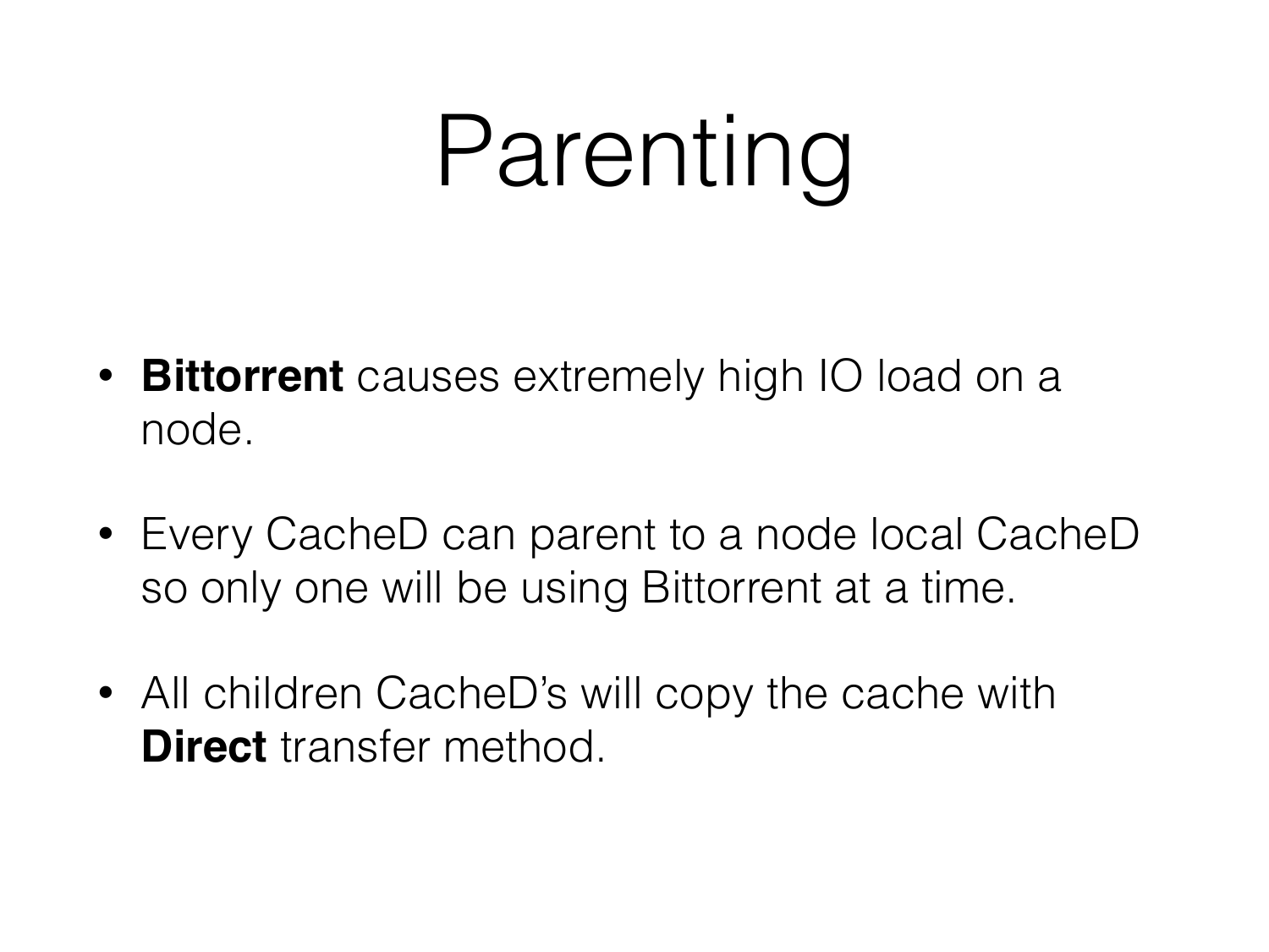# Parenting

- **Bittorrent** causes extremely high IO load on a node.
- Every CacheD can parent to a node local CacheD so only one will be using Bittorrent at a time.
- All children CacheD's will copy the cache with **Direct** transfer method.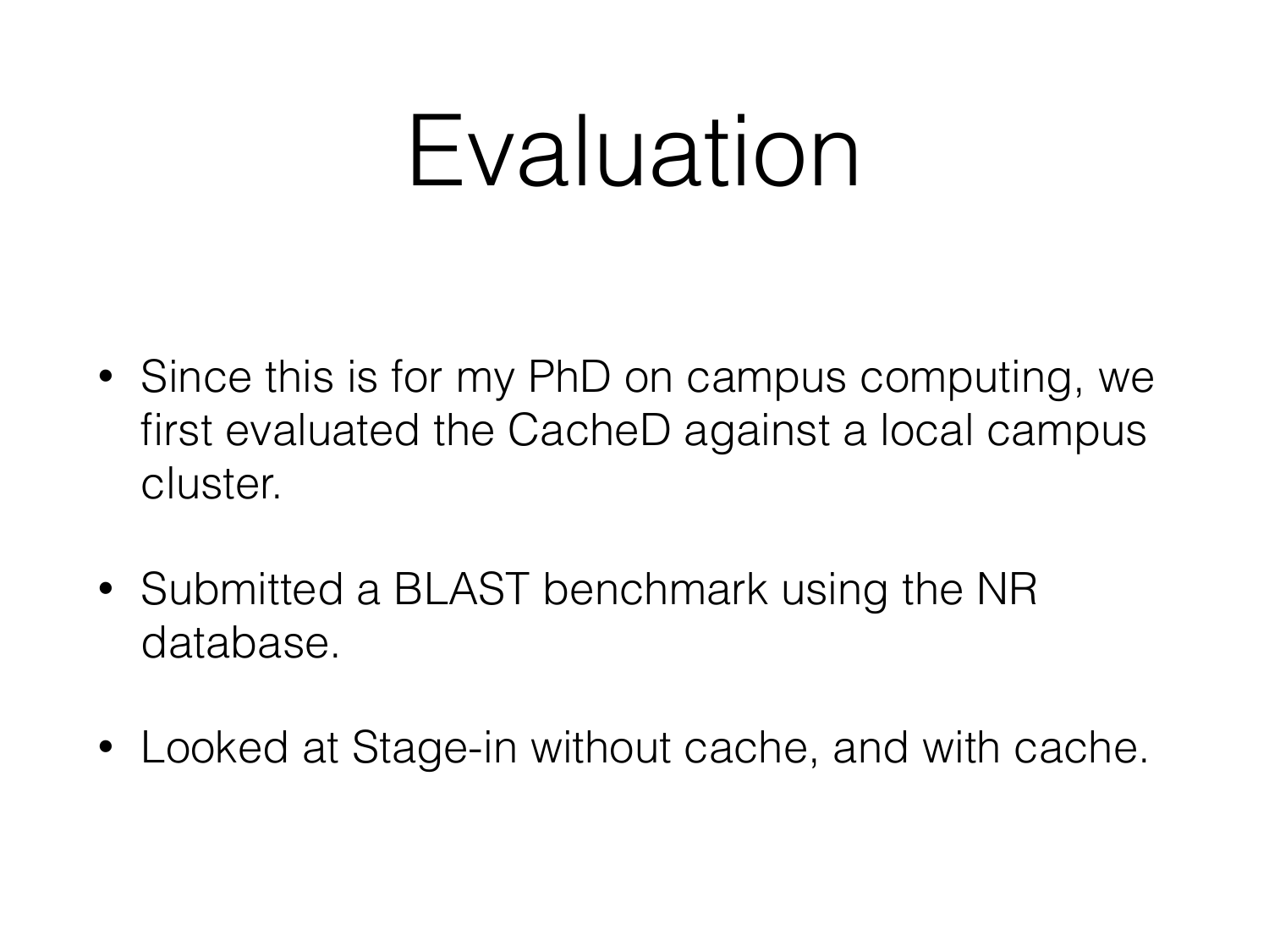# Evaluation

- Since this is for my PhD on campus computing, we first evaluated the CacheD against a local campus cluster.
- Submitted a BLAST benchmark using the NR database.
- Looked at Stage-in without cache, and with cache.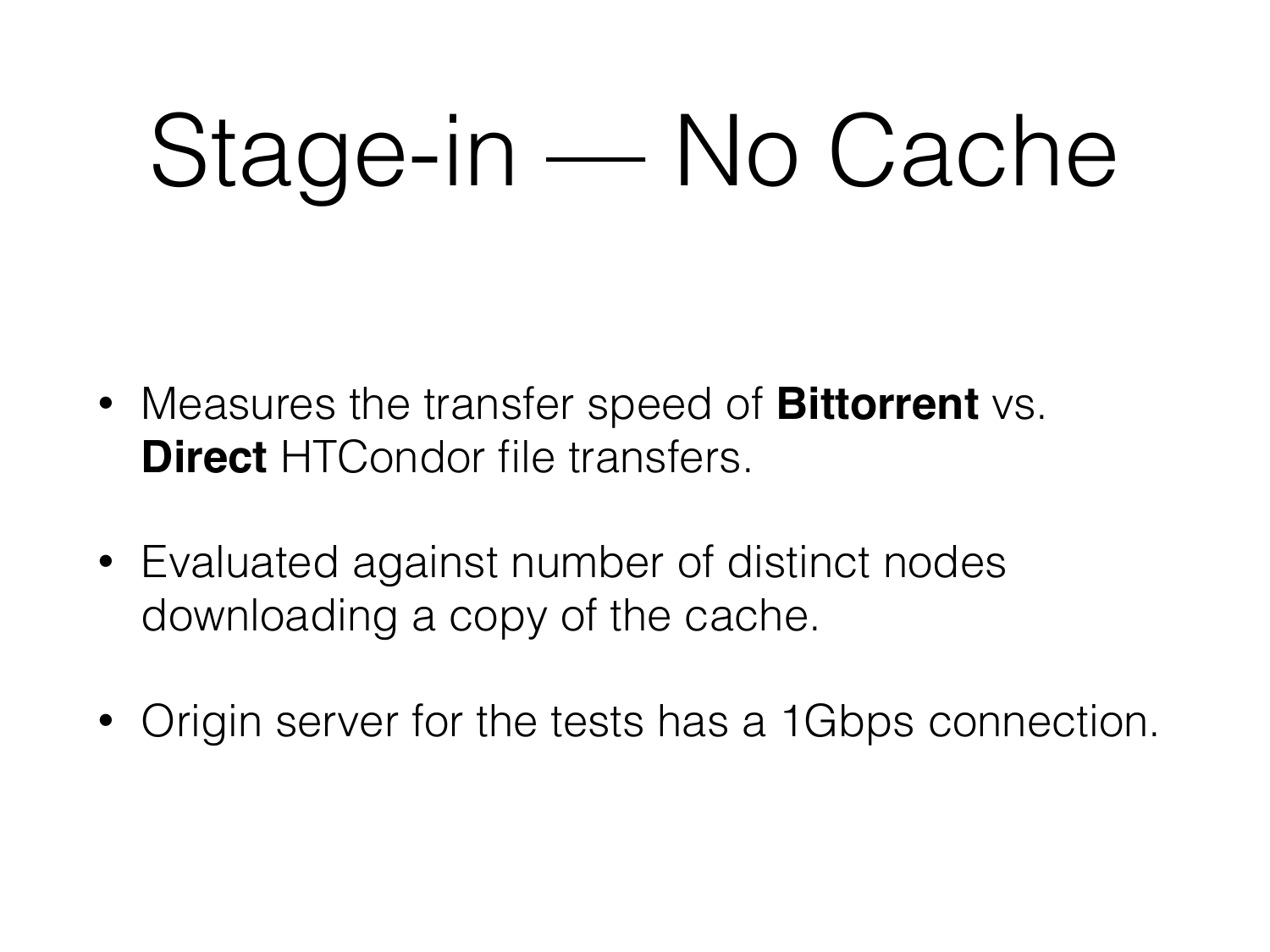# Stage-in — No Cache

- Measures the transfer speed of **Bittorrent** vs. **Direct** HTCondor file transfers.
- Evaluated against number of distinct nodes downloading a copy of the cache.
- Origin server for the tests has a 1Gbps connection.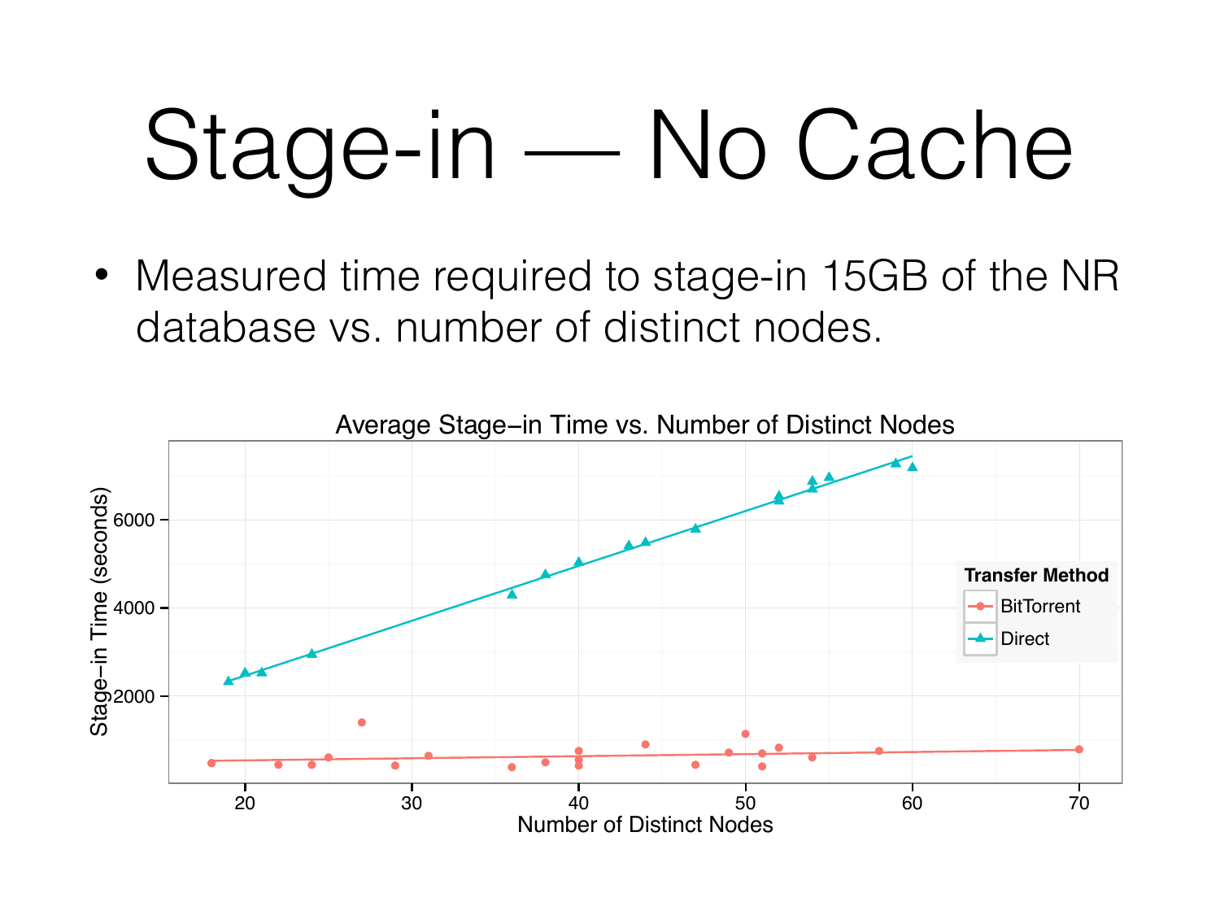# Stage-in — No Cache

- Measured time required to stage-in 15GB of the NR database vs. number of distinct nodes.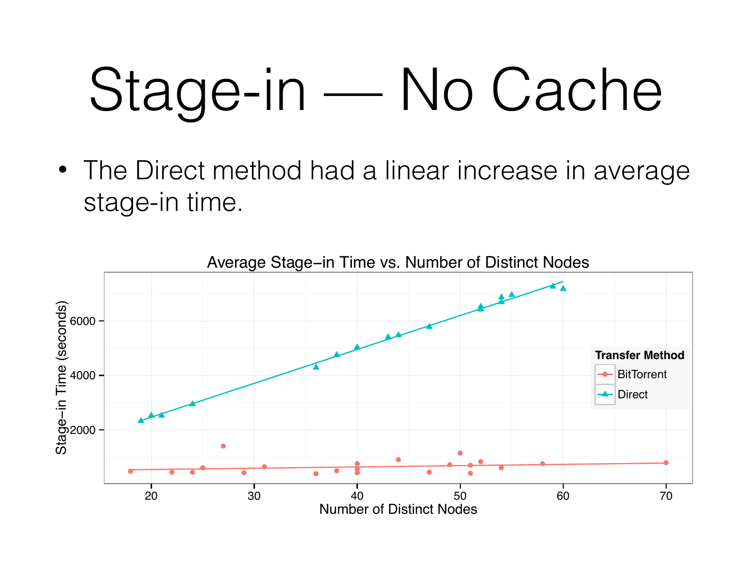# Stage-in — No Cache

- The Direct method had a linear increase in average stage-in time.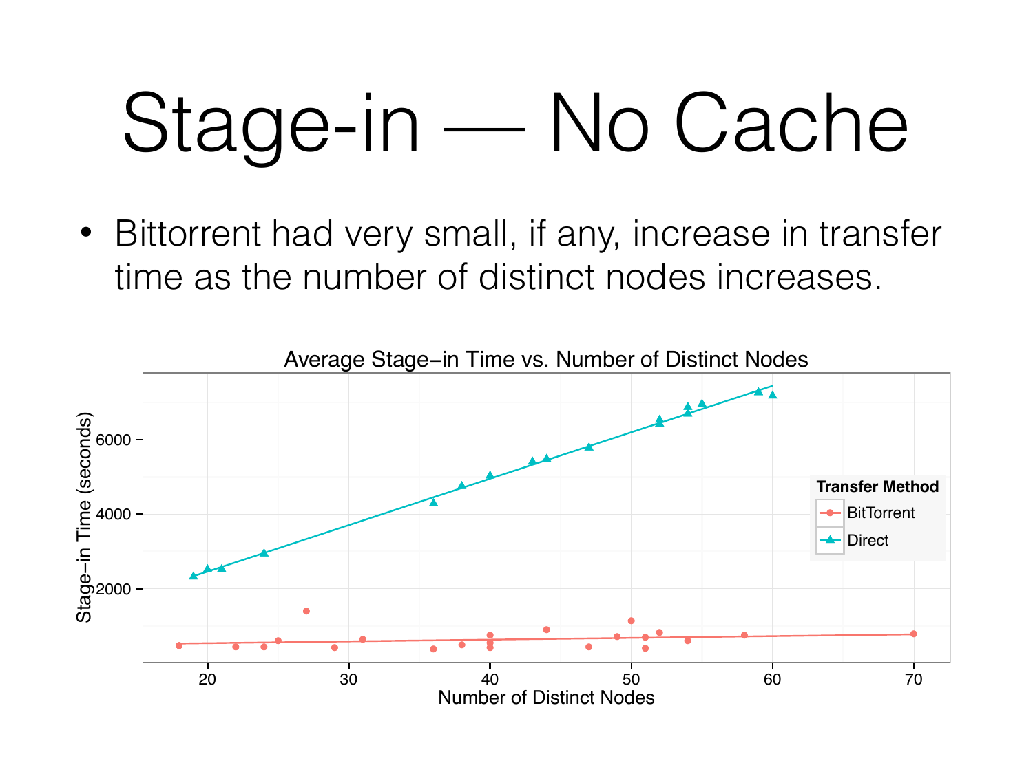# Stage-in — No Cache

- Bittorrent had very small, if any, increase in transfer time as the number of distinct nodes increases.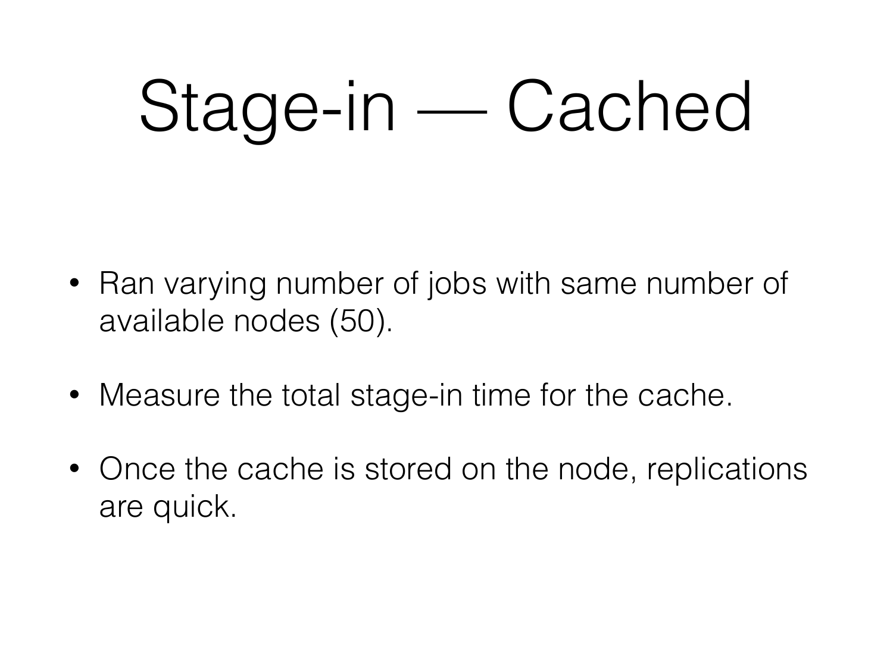# Stage-in — Cached

- Ran varying number of jobs with same number of available nodes (50).
- Measure the total stage-in time for the cache.
- Once the cache is stored on the node, replications are quick.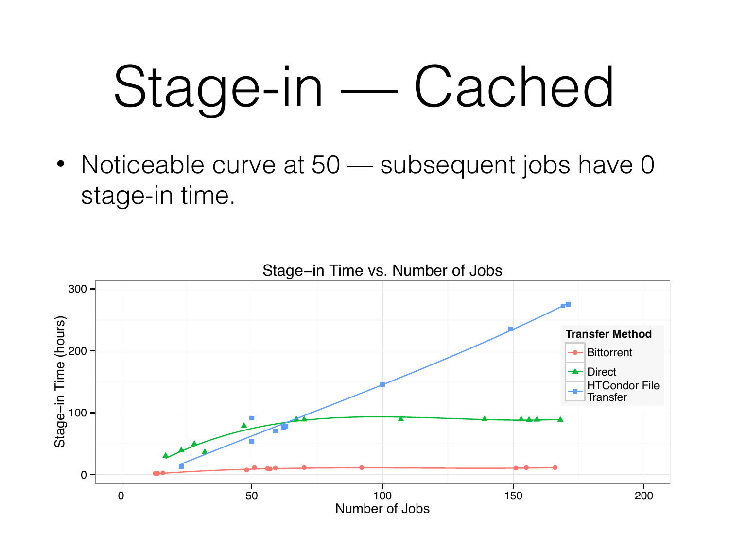# Stage-in — Cached

- Noticeable curve at 50 — subsequent jobs have 0 stage-in time.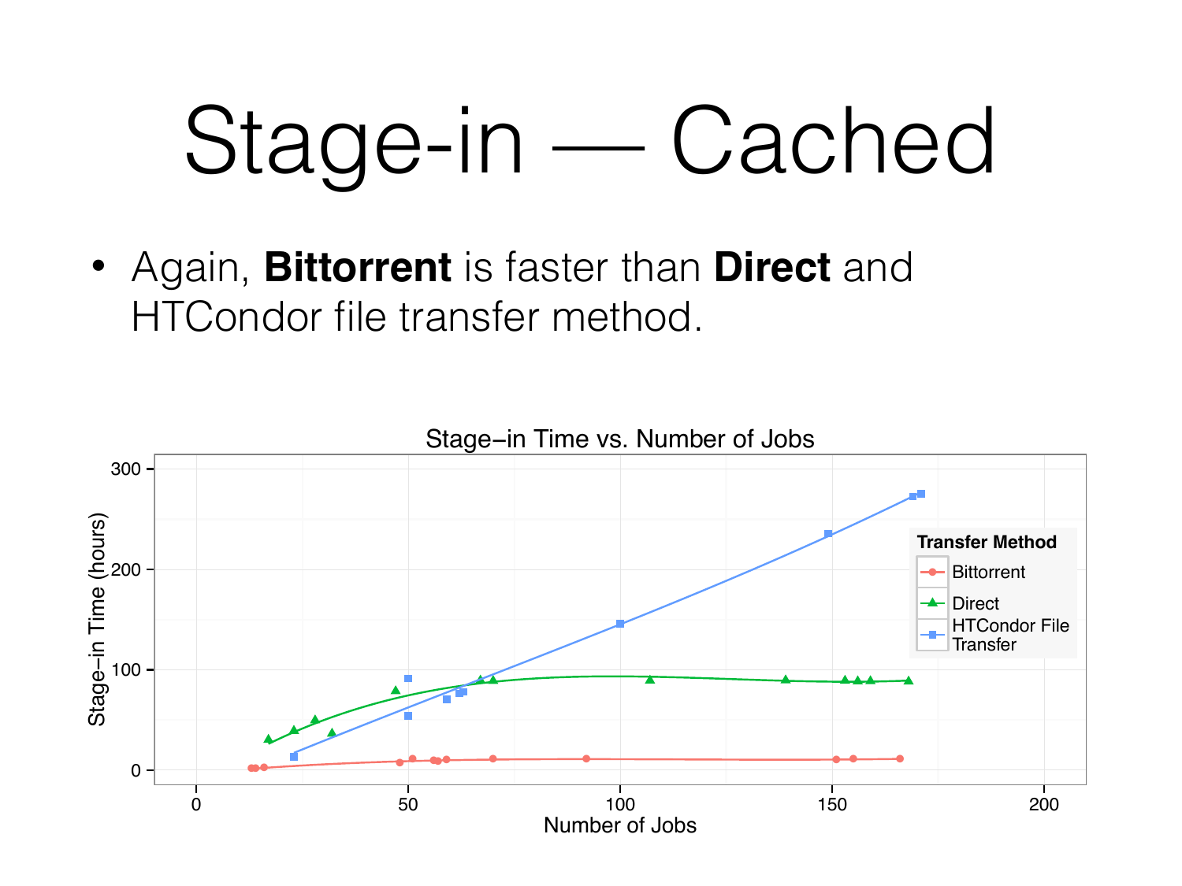# Stage-in — Cached

- Again, **Bittorrent** is faster than **Direct** and HTCondor file transfer method.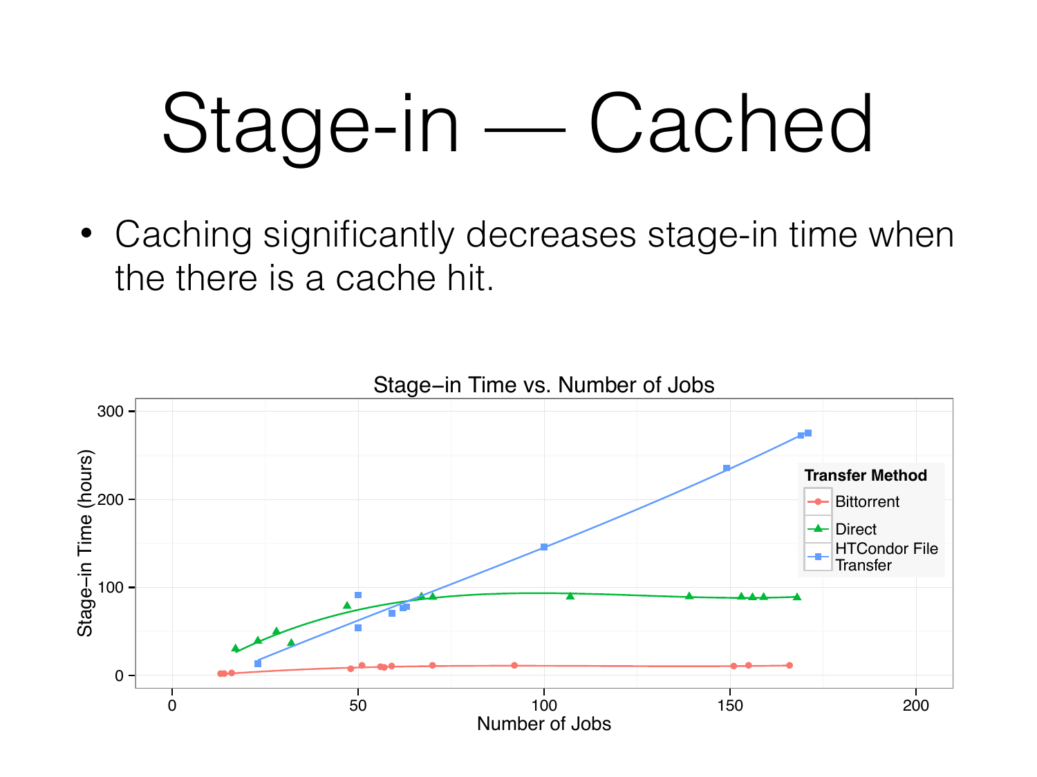# Stage-in — Cached

- Caching significantly decreases stage-in time when the there is a cache hit.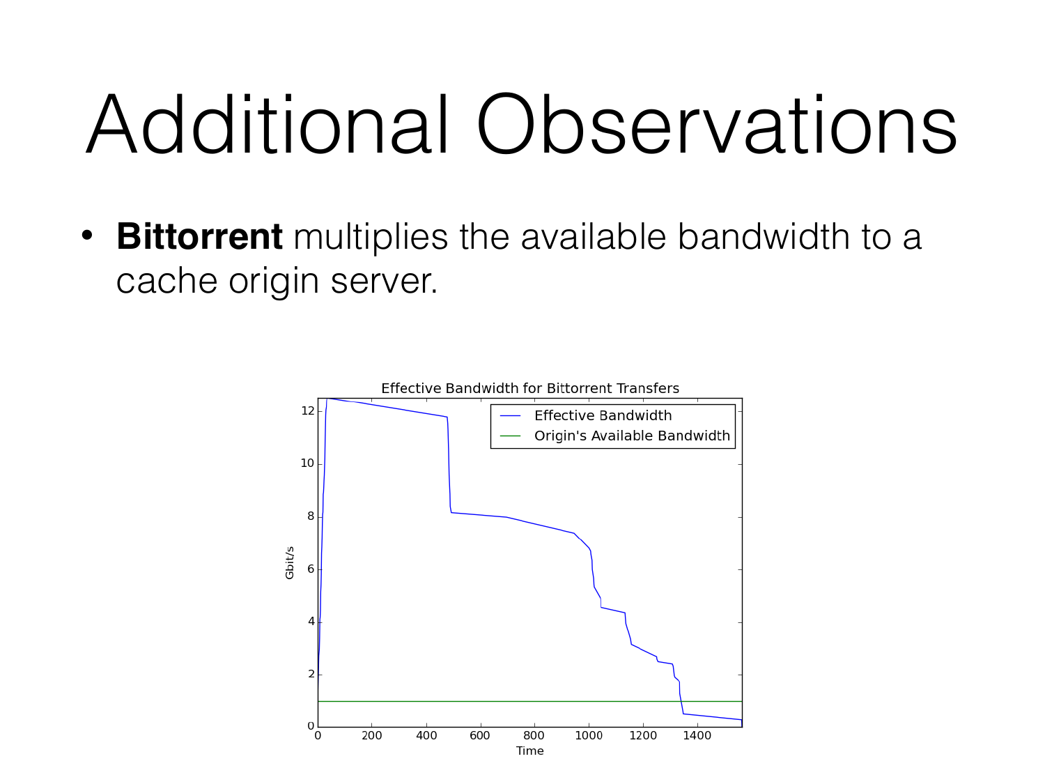# Additional Observations

- **Bittorrent** multiplies the available bandwidth to a cache origin server.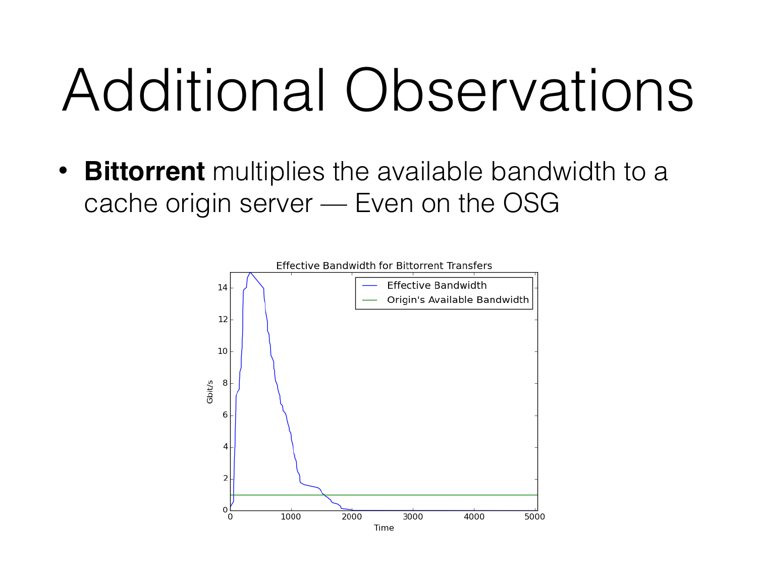# Additional Observations

- **Bittorrent** multiplies the available bandwidth to a cache origin server — Even on the OSG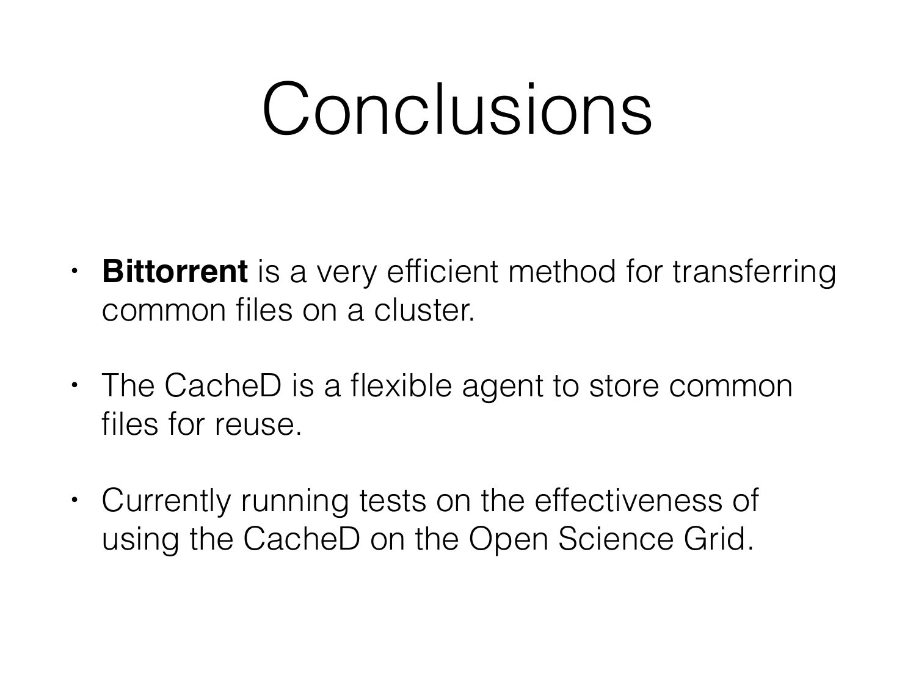# Conclusions

- **Bittorrent** is a very efficient method for transferring common files on a cluster.
- The CacheD is a flexible agent to store common files for reuse.
- Currently running tests on the effectiveness of using the CacheD on the Open Science Grid.